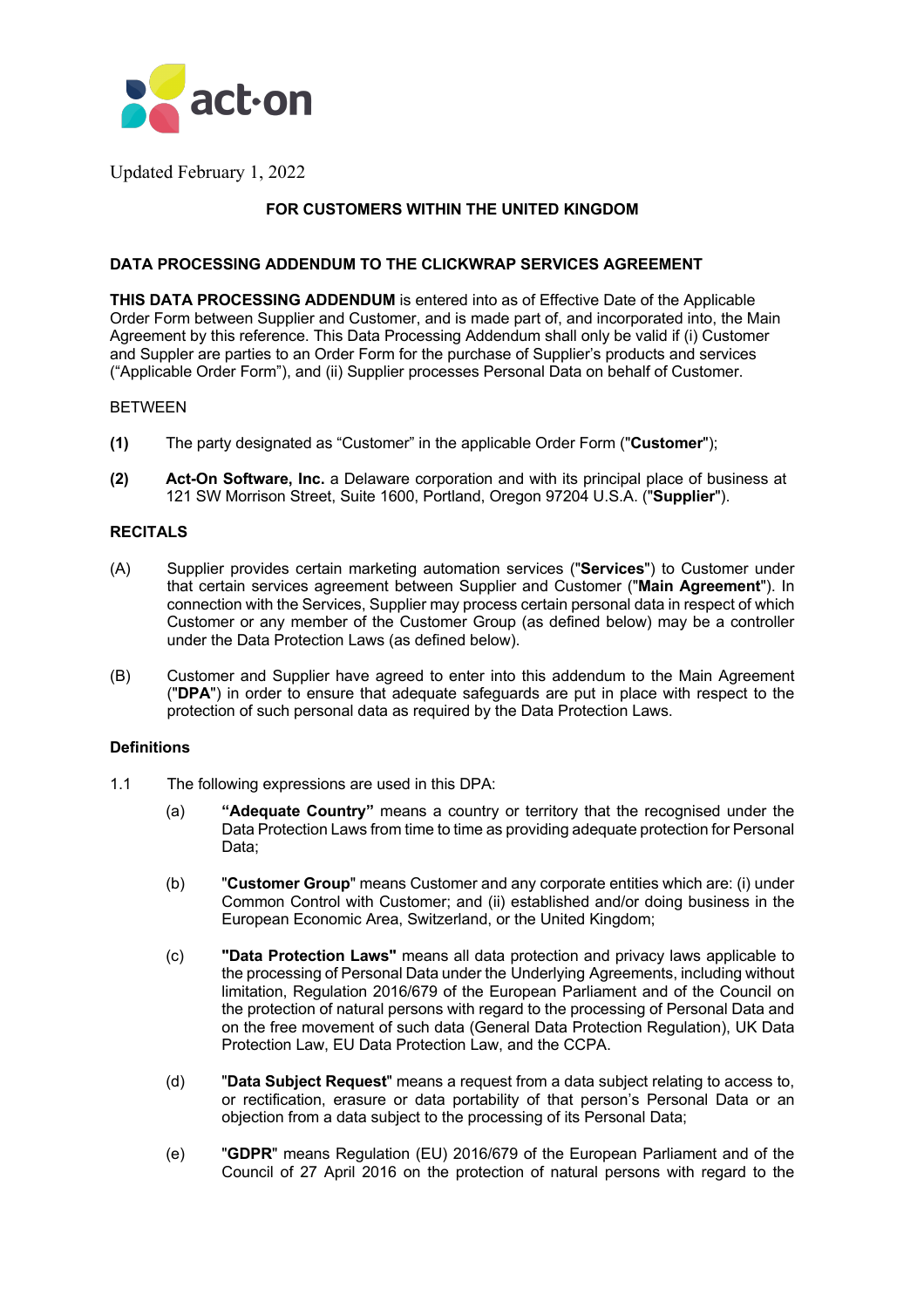act·on

Updated February 1, 2022

**FOR CUSTOMERS WITHIN THE UNITED KINGDOM**

**DATA PROCESSING ADDENDUM TO THE CLICKWRAP SERVICES AGREEMENT**

**THIS DATA PROCESSING ADDENDUM** is entered into as of Effective Date of the Applicable Order Form between Supplier and Customer, and is made part of, and incorporated into, the Main Agreement by this reference. This Data Processing Addendum shall only be valid if (i) Customer and Suppler are parties to an Order Form for the purchase of Supplier's products and services ("Applicable Order Form"), and (ii) Supplier processes Personal Data on behalf of Customer.

BETWEEN

**(1)** The party designated as "Customer" in the applicable Order Form ("**Customer**");

**(2)** **Act-On Software, Inc.** a Delaware corporation and with its principal place of business at 121 SW Morrison Street, Suite 1600, Portland, Oregon 97204 U.S.A. ("**Supplier**").

**RECITALS**

(A) Supplier provides certain marketing automation services ("**Services**") to Customer under that certain services agreement between Supplier and Customer ("**Main Agreement**"). In connection with the Services, Supplier may process certain personal data in respect of which Customer or any member of the Customer Group (as defined below) may be a controller under the Data Protection Laws (as defined below).

(B) Customer and Supplier have agreed to enter into this addendum to the Main Agreement ("**DPA**") in order to ensure that adequate safeguards are put in place with respect to the protection of such personal data as required by the Data Protection Laws.

**Definitions**

1.1 The following expressions are used in this DPA:

(a) **"Adequate Country"** means a country or territory that the recognised under the Data Protection Laws from time to time as providing adequate protection for Personal Data;

(b) "**Customer Group**" means Customer and any corporate entities which are: (i) under Common Control with Customer; and (ii) established and/or doing business in the European Economic Area, Switzerland, or the United Kingdom;

(c) **"Data Protection Laws"** means all data protection and privacy laws applicable to the processing of Personal Data under the Underlying Agreements, including without limitation, Regulation 2016/679 of the European Parliament and of the Council on the protection of natural persons with regard to the processing of Personal Data and on the free movement of such data (General Data Protection Regulation), UK Data Protection Law, EU Data Protection Law, and the CCPA.

(d) "**Data Subject Request**" means a request from a data subject relating to access to, or rectification, erasure or data portability of that person's Personal Data or an objection from a data subject to the processing of its Personal Data;

(e) "**GDPR**" means Regulation (EU) 2016/679 of the European Parliament and of the Council of 27 April 2016 on the protection of natural persons with regard to the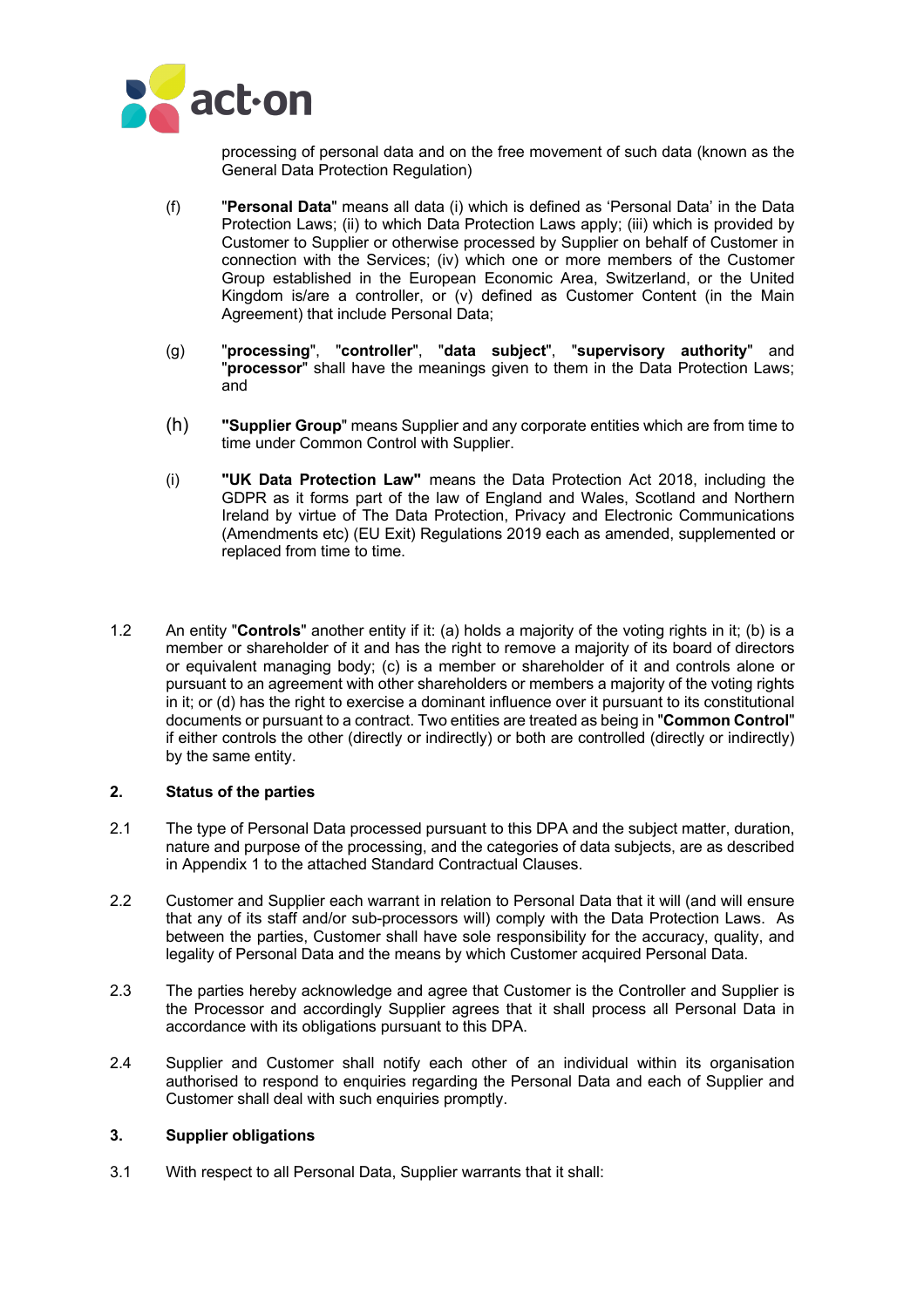processing of personal data and on the free movement of such data (known as the General Data Protection Regulation)

(f) "**Personal Data**" means all data (i) which is defined as 'Personal Data' in the Data Protection Laws; (ii) to which Data Protection Laws apply; (iii) which is provided by Customer to Supplier or otherwise processed by Supplier on behalf of Customer in connection with the Services; (iv) which one or more members of the Customer Group established in the European Economic Area, Switzerland, or the United Kingdom is/are a controller, or (v) defined as Customer Content (in the Main Agreement) that include Personal Data;

(g) "**processing**", "**controller**", "**data subject**", "**supervisory authority**" and "**processor**" shall have the meanings given to them in the Data Protection Laws; and

(h) "**Supplier Group**" means Supplier and any corporate entities which are from time to time under Common Control with Supplier.

(i) "**UK Data Protection Law**" means the Data Protection Act 2018, including the GDPR as it forms part of the law of England and Wales, Scotland and Northern Ireland by virtue of The Data Protection, Privacy and Electronic Communications (Amendments etc) (EU Exit) Regulations 2019 each as amended, supplemented or replaced from time to time.

1.2 An entity "**Controls**" another entity if it: (a) holds a majority of the voting rights in it; (b) is a member or shareholder of it and has the right to remove a majority of its board of directors or equivalent managing body; (c) is a member or shareholder of it and controls alone or pursuant to an agreement with other shareholders or members a majority of the voting rights in it; or (d) has the right to exercise a dominant influence over it pursuant to its constitutional documents or pursuant to a contract. Two entities are treated as being in "**Common Control**" if either controls the other (directly or indirectly) or both are controlled (directly or indirectly) by the same entity.

## 2. Status of the parties

2.1 The type of Personal Data processed pursuant to this DPA and the subject matter, duration, nature and purpose of the processing, and the categories of data subjects, are as described in Appendix 1 to the attached Standard Contractual Clauses.

2.2 Customer and Supplier each warrant in relation to Personal Data that it will (and will ensure that any of its staff and/or sub-processors will) comply with the Data Protection Laws. As between the parties, Customer shall have sole responsibility for the accuracy, quality, and legality of Personal Data and the means by which Customer acquired Personal Data.

2.3 The parties hereby acknowledge and agree that Customer is the Controller and Supplier is the Processor and accordingly Supplier agrees that it shall process all Personal Data in accordance with its obligations pursuant to this DPA.

2.4 Supplier and Customer shall notify each other of an individual within its organisation authorised to respond to enquiries regarding the Personal Data and each of Supplier and Customer shall deal with such enquiries promptly.

## 3. Supplier obligations

3.1 With respect to all Personal Data, Supplier warrants that it shall: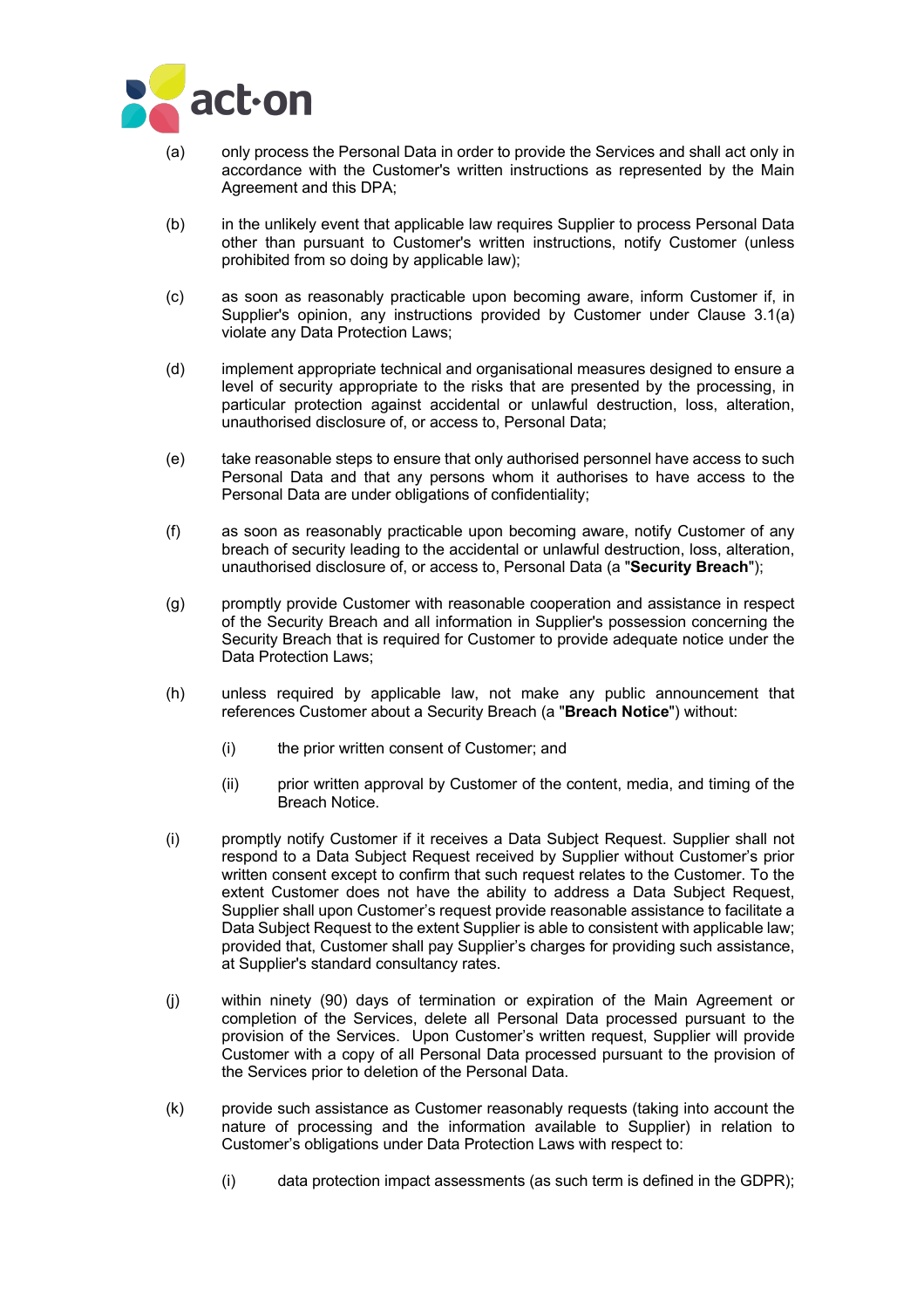(a) only process the Personal Data in order to provide the Services and shall act only in accordance with the Customer's written instructions as represented by the Main Agreement and this DPA;

(b) in the unlikely event that applicable law requires Supplier to process Personal Data other than pursuant to Customer's written instructions, notify Customer (unless prohibited from so doing by applicable law);

(c) as soon as reasonably practicable upon becoming aware, inform Customer if, in Supplier's opinion, any instructions provided by Customer under Clause 3.1(a) violate any Data Protection Laws;

(d) implement appropriate technical and organisational measures designed to ensure a level of security appropriate to the risks that are presented by the processing, in particular protection against accidental or unlawful destruction, loss, alteration, unauthorised disclosure of, or access to, Personal Data;

(e) take reasonable steps to ensure that only authorised personnel have access to such Personal Data and that any persons whom it authorises to have access to the Personal Data are under obligations of confidentiality;

(f) as soon as reasonably practicable upon becoming aware, notify Customer of any breach of security leading to the accidental or unlawful destruction, loss, alteration, unauthorised disclosure of, or access to, Personal Data (a "**Security Breach**");

(g) promptly provide Customer with reasonable cooperation and assistance in respect of the Security Breach and all information in Supplier's possession concerning the Security Breach that is required for Customer to provide adequate notice under the Data Protection Laws;

(h) unless required by applicable law, not make any public announcement that references Customer about a Security Breach (a "**Breach Notice**") without:

   (i) the prior written consent of Customer; and

   (ii) prior written approval by Customer of the content, media, and timing of the Breach Notice.

(i) promptly notify Customer if it receives a Data Subject Request. Supplier shall not respond to a Data Subject Request received by Supplier without Customer's prior written consent except to confirm that such request relates to the Customer. To the extent Customer does not have the ability to address a Data Subject Request, Supplier shall upon Customer's request provide reasonable assistance to facilitate a Data Subject Request to the extent Supplier is able to consistent with applicable law; provided that, Customer shall pay Supplier's charges for providing such assistance, at Supplier's standard consultancy rates.

(j) within ninety (90) days of termination or expiration of the Main Agreement or completion of the Services, delete all Personal Data processed pursuant to the provision of the Services. Upon Customer's written request, Supplier will provide Customer with a copy of all Personal Data processed pursuant to the provision of the Services prior to deletion of the Personal Data.

(k) provide such assistance as Customer reasonably requests (taking into account the nature of processing and the information available to Supplier) in relation to Customer's obligations under Data Protection Laws with respect to:

   (i) data protection impact assessments (as such term is defined in the GDPR);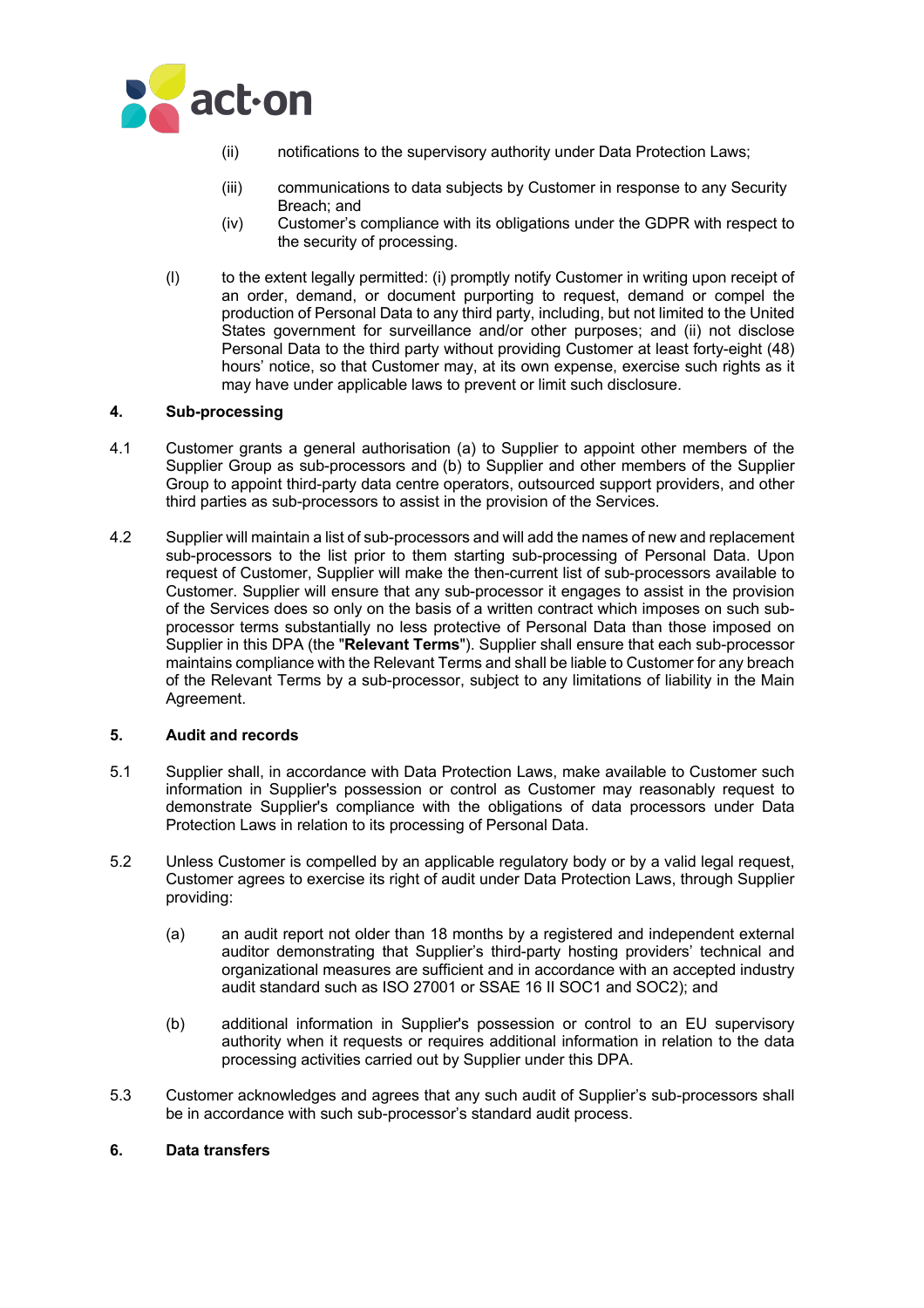(ii) notifications to the supervisory authority under Data Protection Laws;

(iii) communications to data subjects by Customer in response to any Security Breach; and

(iv) Customer's compliance with its obligations under the GDPR with respect to the security of processing.

(l) to the extent legally permitted: (i) promptly notify Customer in writing upon receipt of an order, demand, or document purporting to request, demand or compel the production of Personal Data to any third party, including, but not limited to the United States government for surveillance and/or other purposes; and (ii) not disclose Personal Data to the third party without providing Customer at least forty-eight (48) hours' notice, so that Customer may, at its own expense, exercise such rights as it may have under applicable laws to prevent or limit such disclosure.

## 4. Sub-processing

4.1 Customer grants a general authorisation (a) to Supplier to appoint other members of the Supplier Group as sub-processors and (b) to Supplier and other members of the Supplier Group to appoint third-party data centre operators, outsourced support providers, and other third parties as sub-processors to assist in the provision of the Services.

4.2 Supplier will maintain a list of sub-processors and will add the names of new and replacement sub-processors to the list prior to them starting sub-processing of Personal Data. Upon request of Customer, Supplier will make the then-current list of sub-processors available to Customer. Supplier will ensure that any sub-processor it engages to assist in the provision of the Services does so only on the basis of a written contract which imposes on such sub-processor terms substantially no less protective of Personal Data than those imposed on Supplier in this DPA (the "**Relevant Terms**"). Supplier shall ensure that each sub-processor maintains compliance with the Relevant Terms and shall be liable to Customer for any breach of the Relevant Terms by a sub-processor, subject to any limitations of liability in the Main Agreement.

## 5. Audit and records

5.1 Supplier shall, in accordance with Data Protection Laws, make available to Customer such information in Supplier's possession or control as Customer may reasonably request to demonstrate Supplier's compliance with the obligations of data processors under Data Protection Laws in relation to its processing of Personal Data.

5.2 Unless Customer is compelled by an applicable regulatory body or by a valid legal request, Customer agrees to exercise its right of audit under Data Protection Laws, through Supplier providing:

(a) an audit report not older than 18 months by a registered and independent external auditor demonstrating that Supplier's third-party hosting providers' technical and organizational measures are sufficient and in accordance with an accepted industry audit standard such as ISO 27001 or SSAE 16 II SOC1 and SOC2); and

(b) additional information in Supplier's possession or control to an EU supervisory authority when it requests or requires additional information in relation to the data processing activities carried out by Supplier under this DPA.

5.3 Customer acknowledges and agrees that any such audit of Supplier's sub-processors shall be in accordance with such sub-processor's standard audit process.

## 6. Data transfers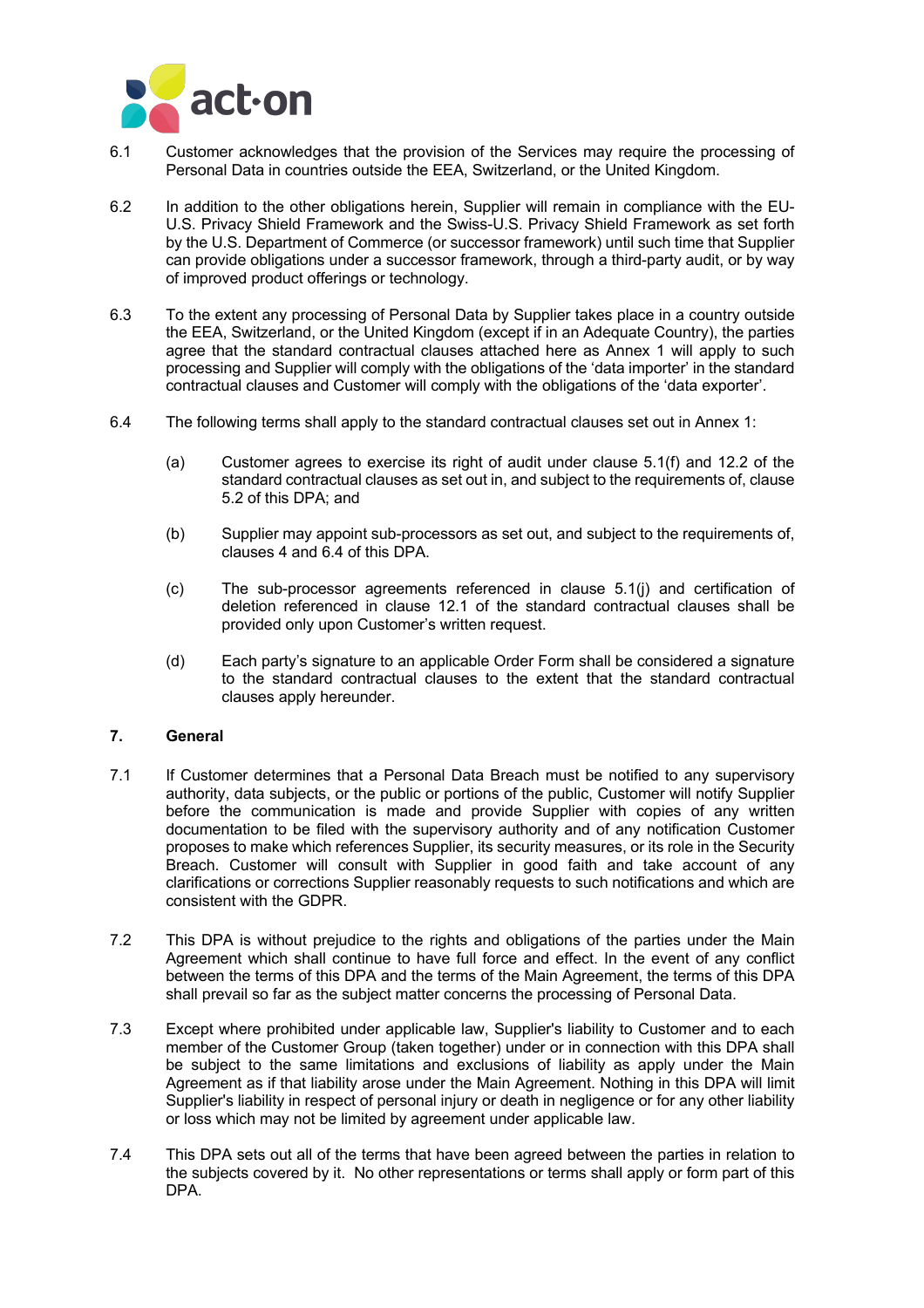6.1 Customer acknowledges that the provision of the Services may require the processing of Personal Data in countries outside the EEA, Switzerland, or the United Kingdom.

6.2 In addition to the other obligations herein, Supplier will remain in compliance with the EU-U.S. Privacy Shield Framework and the Swiss-U.S. Privacy Shield Framework as set forth by the U.S. Department of Commerce (or successor framework) until such time that Supplier can provide obligations under a successor framework, through a third-party audit, or by way of improved product offerings or technology.

6.3 To the extent any processing of Personal Data by Supplier takes place in a country outside the EEA, Switzerland, or the United Kingdom (except if in an Adequate Country), the parties agree that the standard contractual clauses attached here as Annex 1 will apply to such processing and Supplier will comply with the obligations of the 'data importer' in the standard contractual clauses and Customer will comply with the obligations of the 'data exporter'.

6.4 The following terms shall apply to the standard contractual clauses set out in Annex 1:

(a) Customer agrees to exercise its right of audit under clause 5.1(f) and 12.2 of the standard contractual clauses as set out in, and subject to the requirements of, clause 5.2 of this DPA; and

(b) Supplier may appoint sub-processors as set out, and subject to the requirements of, clauses 4 and 6.4 of this DPA.

(c) The sub-processor agreements referenced in clause 5.1(j) and certification of deletion referenced in clause 12.1 of the standard contractual clauses shall be provided only upon Customer's written request.

(d) Each party's signature to an applicable Order Form shall be considered a signature to the standard contractual clauses to the extent that the standard contractual clauses apply hereunder.

## 7. General

7.1 If Customer determines that a Personal Data Breach must be notified to any supervisory authority, data subjects, or the public or portions of the public, Customer will notify Supplier before the communication is made and provide Supplier with copies of any written documentation to be filed with the supervisory authority and of any notification Customer proposes to make which references Supplier, its security measures, or its role in the Security Breach. Customer will consult with Supplier in good faith and take account of any clarifications or corrections Supplier reasonably requests to such notifications and which are consistent with the GDPR.

7.2 This DPA is without prejudice to the rights and obligations of the parties under the Main Agreement which shall continue to have full force and effect. In the event of any conflict between the terms of this DPA and the terms of the Main Agreement, the terms of this DPA shall prevail so far as the subject matter concerns the processing of Personal Data.

7.3 Except where prohibited under applicable law, Supplier's liability to Customer and to each member of the Customer Group (taken together) under or in connection with this DPA shall be subject to the same limitations and exclusions of liability as apply under the Main Agreement as if that liability arose under the Main Agreement. Nothing in this DPA will limit Supplier's liability in respect of personal injury or death in negligence or for any other liability or loss which may not be limited by agreement under applicable law.

7.4 This DPA sets out all of the terms that have been agreed between the parties in relation to the subjects covered by it. No other representations or terms shall apply or form part of this DPA.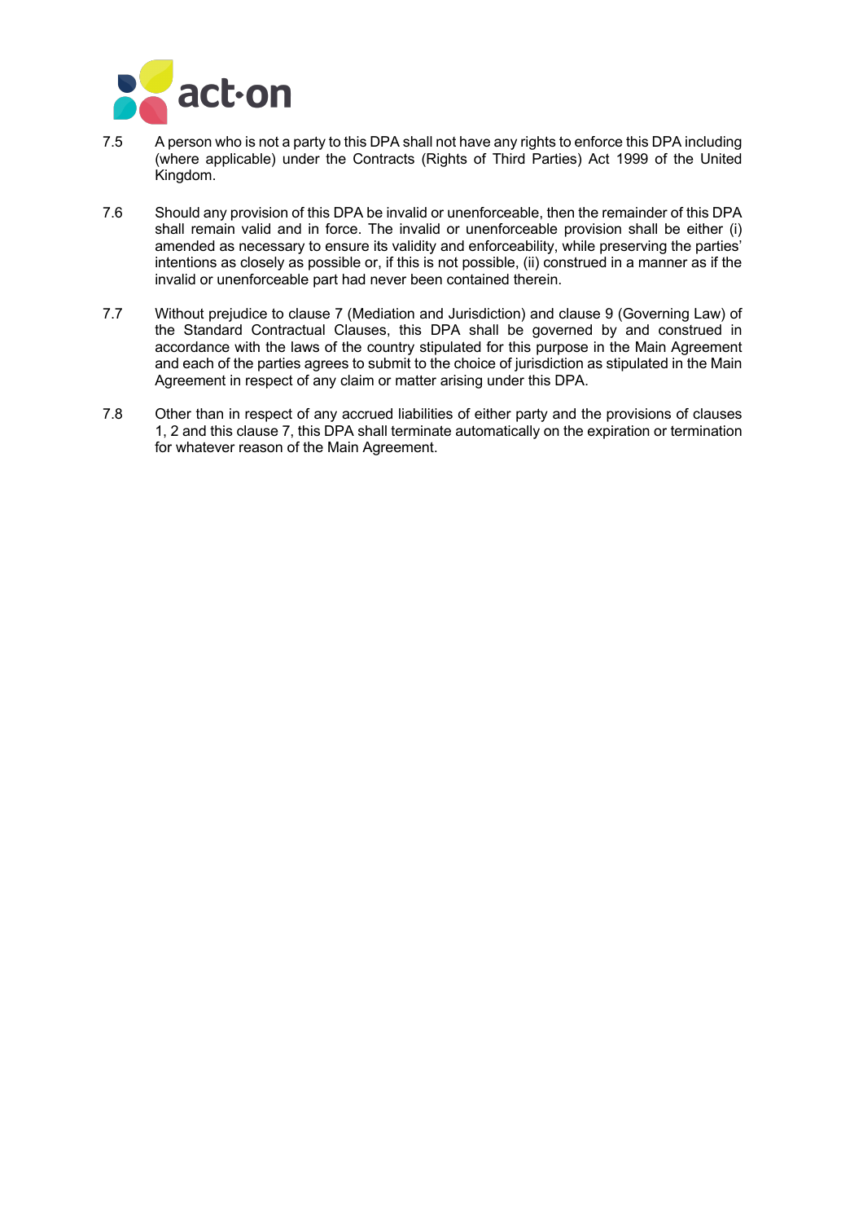7.5 A person who is not a party to this DPA shall not have any rights to enforce this DPA including (where applicable) under the Contracts (Rights of Third Parties) Act 1999 of the United Kingdom.

7.6 Should any provision of this DPA be invalid or unenforceable, then the remainder of this DPA shall remain valid and in force. The invalid or unenforceable provision shall be either (i) amended as necessary to ensure its validity and enforceability, while preserving the parties' intentions as closely as possible or, if this is not possible, (ii) construed in a manner as if the invalid or unenforceable part had never been contained therein.

7.7 Without prejudice to clause 7 (Mediation and Jurisdiction) and clause 9 (Governing Law) of the Standard Contractual Clauses, this DPA shall be governed by and construed in accordance with the laws of the country stipulated for this purpose in the Main Agreement and each of the parties agrees to submit to the choice of jurisdiction as stipulated in the Main Agreement in respect of any claim or matter arising under this DPA.

7.8 Other than in respect of any accrued liabilities of either party and the provisions of clauses 1, 2 and this clause 7, this DPA shall terminate automatically on the expiration or termination for whatever reason of the Main Agreement.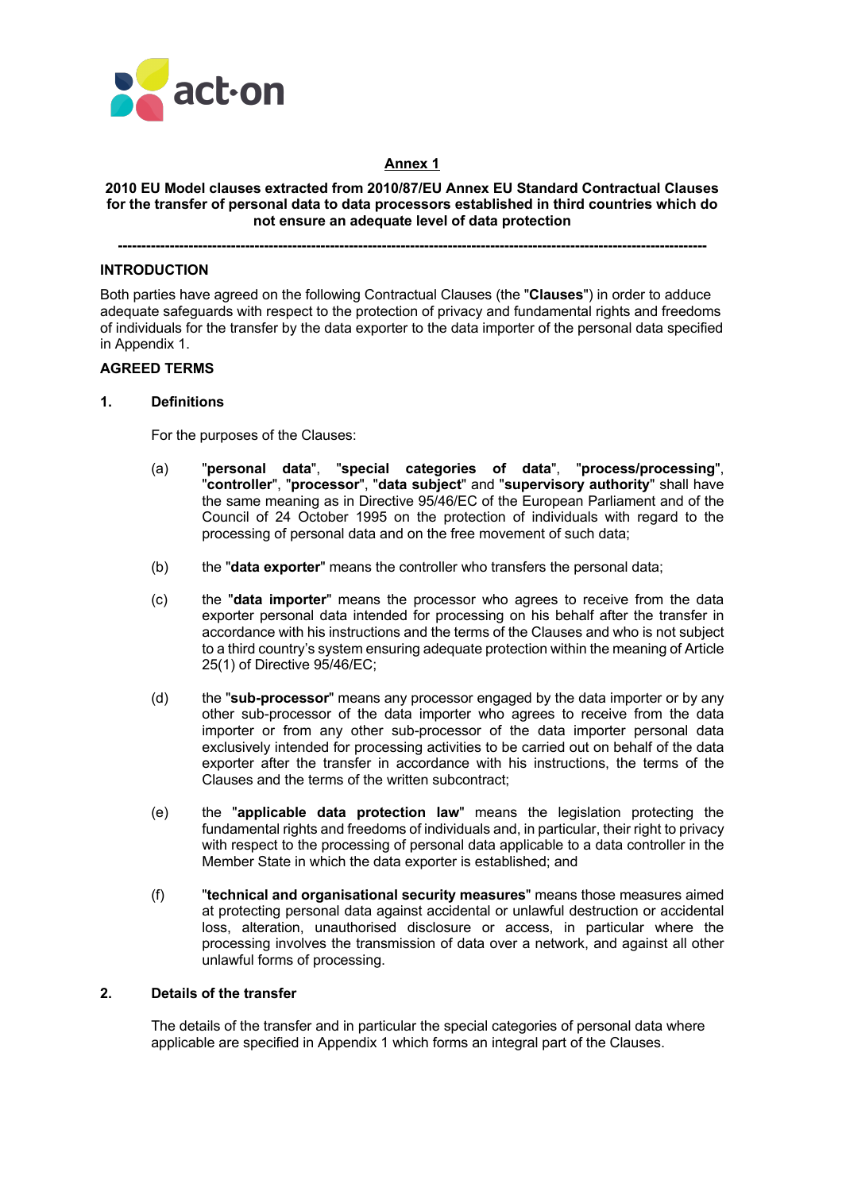## Annex 1

**2010 EU Model clauses extracted from 2010/87/EU Annex EU Standard Contractual Clauses for the transfer of personal data to data processors established in third countries which do not ensure an adequate level of data protection**

---

### INTRODUCTION

Both parties have agreed on the following Contractual Clauses (the "**Clauses**") in order to adduce adequate safeguards with respect to the protection of privacy and fundamental rights and freedoms of individuals for the transfer by the data exporter to the data importer of the personal data specified in Appendix 1.

### AGREED TERMS

**1. Definitions**

For the purposes of the Clauses:

(a) "**personal data**", "**special categories of data**", "**process/processing**", "**controller**", "**processor**", "**data subject**" and "**supervisory authority**" shall have the same meaning as in Directive 95/46/EC of the European Parliament and of the Council of 24 October 1995 on the protection of individuals with regard to the processing of personal data and on the free movement of such data;

(b) the "**data exporter**" means the controller who transfers the personal data;

(c) the "**data importer**" means the processor who agrees to receive from the data exporter personal data intended for processing on his behalf after the transfer in accordance with his instructions and the terms of the Clauses and who is not subject to a third country's system ensuring adequate protection within the meaning of Article 25(1) of Directive 95/46/EC;

(d) the "**sub-processor**" means any processor engaged by the data importer or by any other sub-processor of the data importer who agrees to receive from the data importer or from any other sub-processor of the data importer personal data exclusively intended for processing activities to be carried out on behalf of the data exporter after the transfer in accordance with his instructions, the terms of the Clauses and the terms of the written subcontract;

(e) the "**applicable data protection law**" means the legislation protecting the fundamental rights and freedoms of individuals and, in particular, their right to privacy with respect to the processing of personal data applicable to a data controller in the Member State in which the data exporter is established; and

(f) "**technical and organisational security measures**" means those measures aimed at protecting personal data against accidental or unlawful destruction or accidental loss, alteration, unauthorised disclosure or access, in particular where the processing involves the transmission of data over a network, and against all other unlawful forms of processing.

**2. Details of the transfer**

The details of the transfer and in particular the special categories of personal data where applicable are specified in Appendix 1 which forms an integral part of the Clauses.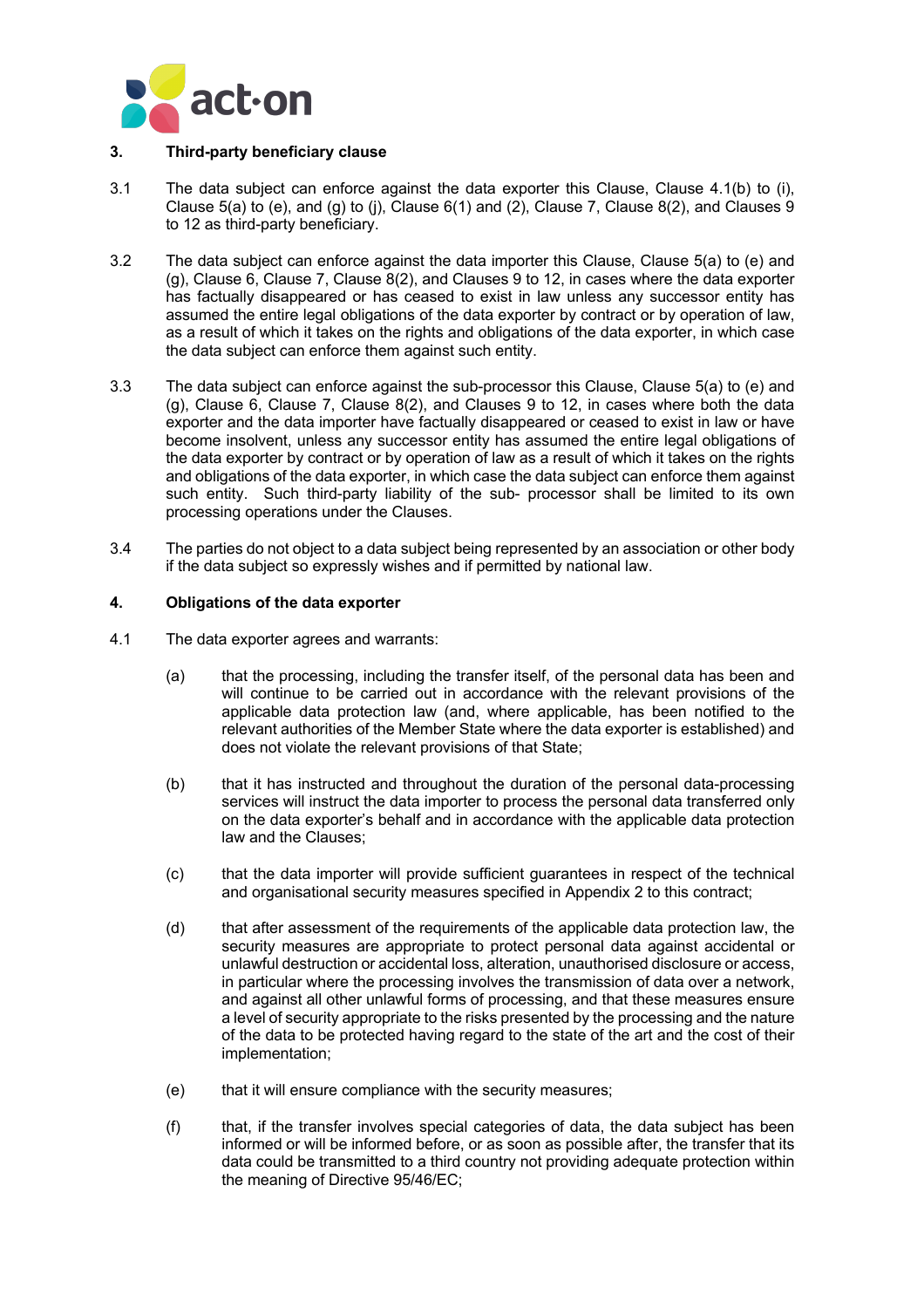### 3. Third-party beneficiary clause

3.1 The data subject can enforce against the data exporter this Clause, Clause 4.1(b) to (i), Clause 5(a) to (e), and (g) to (j), Clause 6(1) and (2), Clause 7, Clause 8(2), and Clauses 9 to 12 as third-party beneficiary.

3.2 The data subject can enforce against the data importer this Clause, Clause 5(a) to (e) and (g), Clause 6, Clause 7, Clause 8(2), and Clauses 9 to 12, in cases where the data exporter has factually disappeared or has ceased to exist in law unless any successor entity has assumed the entire legal obligations of the data exporter by contract or by operation of law, as a result of which it takes on the rights and obligations of the data exporter, in which case the data subject can enforce them against such entity.

3.3 The data subject can enforce against the sub-processor this Clause, Clause 5(a) to (e) and (g), Clause 6, Clause 7, Clause 8(2), and Clauses 9 to 12, in cases where both the data exporter and the data importer have factually disappeared or ceased to exist in law or have become insolvent, unless any successor entity has assumed the entire legal obligations of the data exporter by contract or by operation of law as a result of which it takes on the rights and obligations of the data exporter, in which case the data subject can enforce them against such entity. Such third-party liability of the sub- processor shall be limited to its own processing operations under the Clauses.

3.4 The parties do not object to a data subject being represented by an association or other body if the data subject so expressly wishes and if permitted by national law.

### 4. Obligations of the data exporter

4.1 The data exporter agrees and warrants:

(a) that the processing, including the transfer itself, of the personal data has been and will continue to be carried out in accordance with the relevant provisions of the applicable data protection law (and, where applicable, has been notified to the relevant authorities of the Member State where the data exporter is established) and does not violate the relevant provisions of that State;

(b) that it has instructed and throughout the duration of the personal data-processing services will instruct the data importer to process the personal data transferred only on the data exporter's behalf and in accordance with the applicable data protection law and the Clauses;

(c) that the data importer will provide sufficient guarantees in respect of the technical and organisational security measures specified in Appendix 2 to this contract;

(d) that after assessment of the requirements of the applicable data protection law, the security measures are appropriate to protect personal data against accidental or unlawful destruction or accidental loss, alteration, unauthorised disclosure or access, in particular where the processing involves the transmission of data over a network, and against all other unlawful forms of processing, and that these measures ensure a level of security appropriate to the risks presented by the processing and the nature of the data to be protected having regard to the state of the art and the cost of their implementation;

(e) that it will ensure compliance with the security measures;

(f) that, if the transfer involves special categories of data, the data subject has been informed or will be informed before, or as soon as possible after, the transfer that its data could be transmitted to a third country not providing adequate protection within the meaning of Directive 95/46/EC;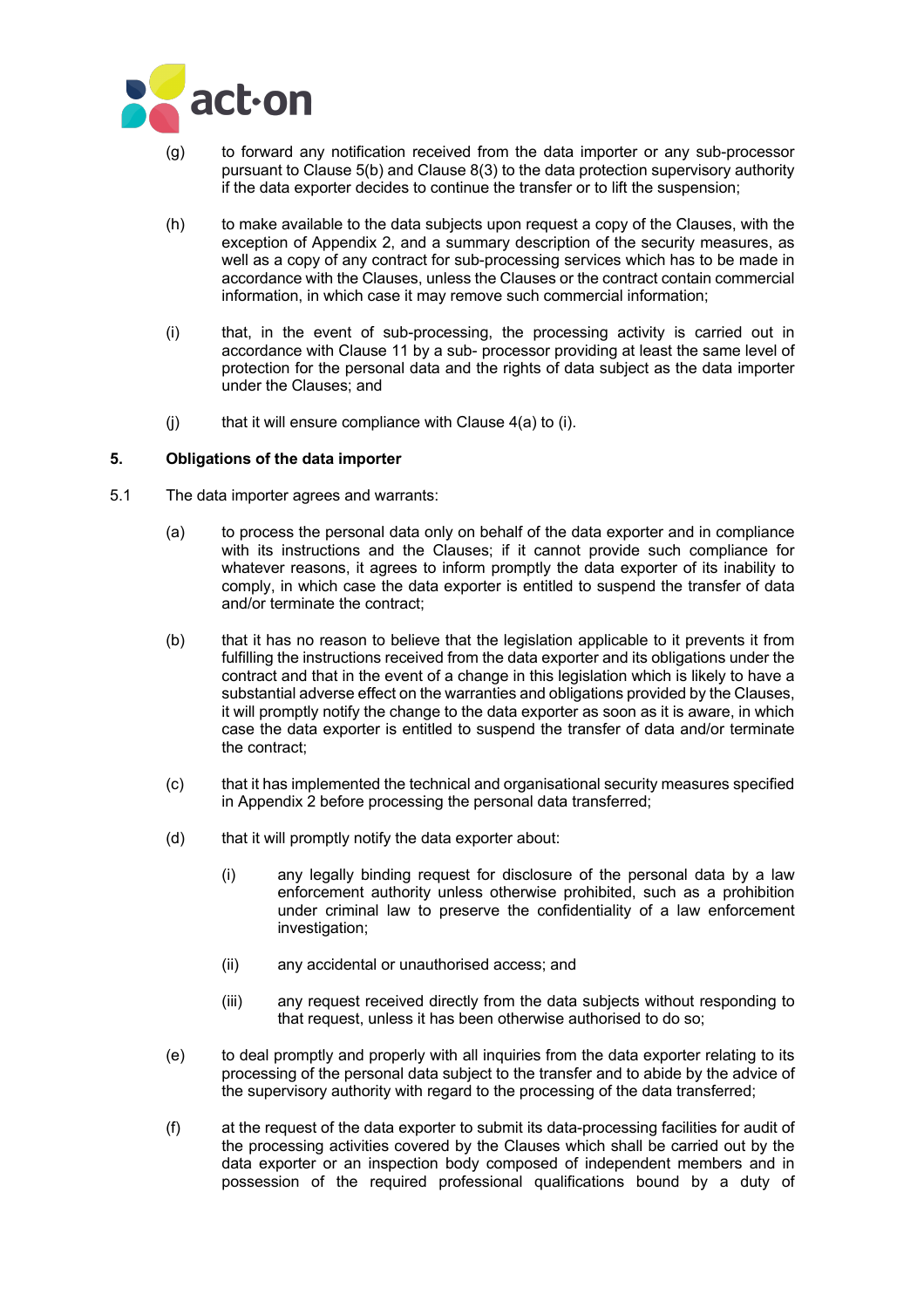(g) to forward any notification received from the data importer or any sub-processor pursuant to Clause 5(b) and Clause 8(3) to the data protection supervisory authority if the data exporter decides to continue the transfer or to lift the suspension;

(h) to make available to the data subjects upon request a copy of the Clauses, with the exception of Appendix 2, and a summary description of the security measures, as well as a copy of any contract for sub-processing services which has to be made in accordance with the Clauses, unless the Clauses or the contract contain commercial information, in which case it may remove such commercial information;

(i) that, in the event of sub-processing, the processing activity is carried out in accordance with Clause 11 by a sub- processor providing at least the same level of protection for the personal data and the rights of data subject as the data importer under the Clauses; and

(j) that it will ensure compliance with Clause 4(a) to (i).

**5. Obligations of the data importer**

5.1 The data importer agrees and warrants:

(a) to process the personal data only on behalf of the data exporter and in compliance with its instructions and the Clauses; if it cannot provide such compliance for whatever reasons, it agrees to inform promptly the data exporter of its inability to comply, in which case the data exporter is entitled to suspend the transfer of data and/or terminate the contract;

(b) that it has no reason to believe that the legislation applicable to it prevents it from fulfilling the instructions received from the data exporter and its obligations under the contract and that in the event of a change in this legislation which is likely to have a substantial adverse effect on the warranties and obligations provided by the Clauses, it will promptly notify the change to the data exporter as soon as it is aware, in which case the data exporter is entitled to suspend the transfer of data and/or terminate the contract;

(c) that it has implemented the technical and organisational security measures specified in Appendix 2 before processing the personal data transferred;

(d) that it will promptly notify the data exporter about:

(i) any legally binding request for disclosure of the personal data by a law enforcement authority unless otherwise prohibited, such as a prohibition under criminal law to preserve the confidentiality of a law enforcement investigation;

(ii) any accidental or unauthorised access; and

(iii) any request received directly from the data subjects without responding to that request, unless it has been otherwise authorised to do so;

(e) to deal promptly and properly with all inquiries from the data exporter relating to its processing of the personal data subject to the transfer and to abide by the advice of the supervisory authority with regard to the processing of the data transferred;

(f) at the request of the data exporter to submit its data-processing facilities for audit of the processing activities covered by the Clauses which shall be carried out by the data exporter or an inspection body composed of independent members and in possession of the required professional qualifications bound by a duty of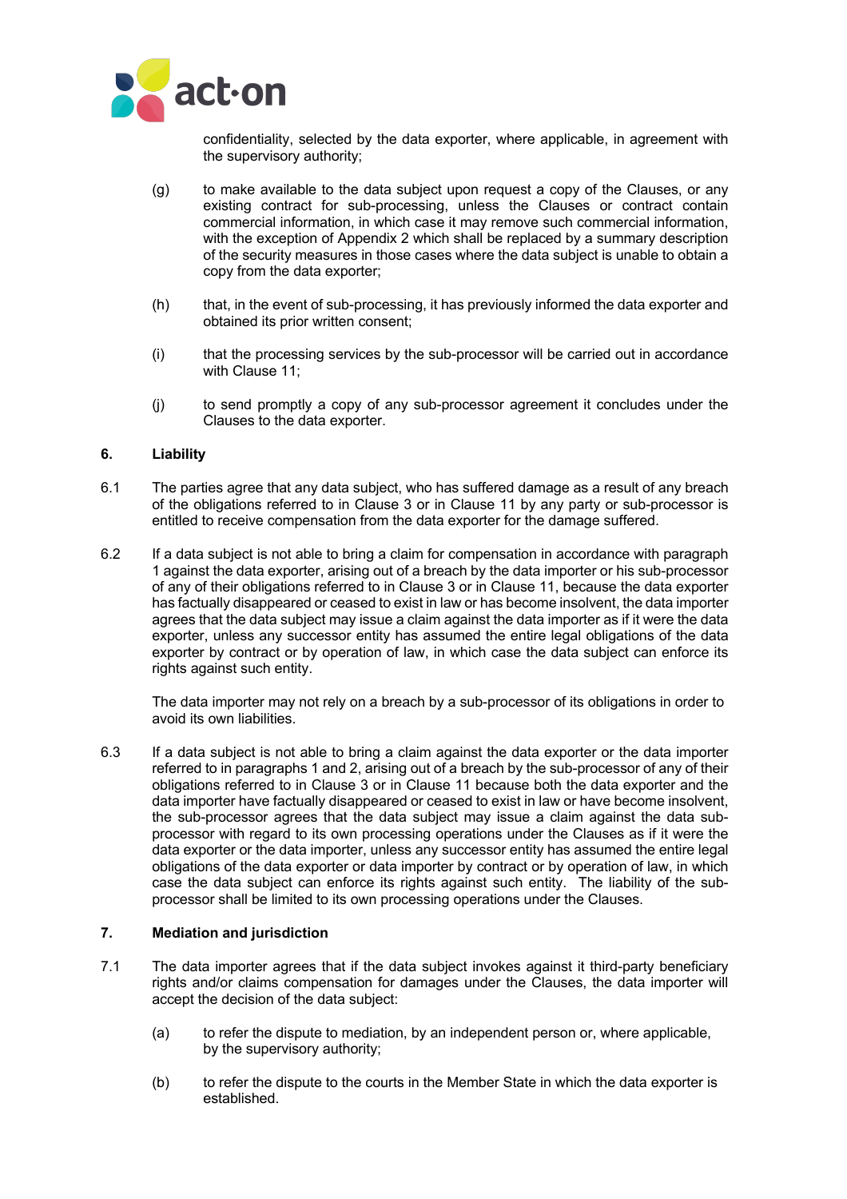confidentiality, selected by the data exporter, where applicable, in agreement with the supervisory authority;

(g) to make available to the data subject upon request a copy of the Clauses, or any existing contract for sub-processing, unless the Clauses or contract contain commercial information, in which case it may remove such commercial information, with the exception of Appendix 2 which shall be replaced by a summary description of the security measures in those cases where the data subject is unable to obtain a copy from the data exporter;

(h) that, in the event of sub-processing, it has previously informed the data exporter and obtained its prior written consent;

(i) that the processing services by the sub-processor will be carried out in accordance with Clause 11;

(j) to send promptly a copy of any sub-processor agreement it concludes under the Clauses to the data exporter.

**6. Liability**

6.1 The parties agree that any data subject, who has suffered damage as a result of any breach of the obligations referred to in Clause 3 or in Clause 11 by any party or sub-processor is entitled to receive compensation from the data exporter for the damage suffered.

6.2 If a data subject is not able to bring a claim for compensation in accordance with paragraph 1 against the data exporter, arising out of a breach by the data importer or his sub-processor of any of their obligations referred to in Clause 3 or in Clause 11, because the data exporter has factually disappeared or ceased to exist in law or has become insolvent, the data importer agrees that the data subject may issue a claim against the data importer as if it were the data exporter, unless any successor entity has assumed the entire legal obligations of the data exporter by contract or by operation of law, in which case the data subject can enforce its rights against such entity.

The data importer may not rely on a breach by a sub-processor of its obligations in order to avoid its own liabilities.

6.3 If a data subject is not able to bring a claim against the data exporter or the data importer referred to in paragraphs 1 and 2, arising out of a breach by the sub-processor of any of their obligations referred to in Clause 3 or in Clause 11 because both the data exporter and the data importer have factually disappeared or ceased to exist in law or have become insolvent, the sub-processor agrees that the data subject may issue a claim against the data sub-processor with regard to its own processing operations under the Clauses as if it were the data exporter or the data importer, unless any successor entity has assumed the entire legal obligations of the data exporter or data importer by contract or by operation of law, in which case the data subject can enforce its rights against such entity. The liability of the sub-processor shall be limited to its own processing operations under the Clauses.

**7. Mediation and jurisdiction**

7.1 The data importer agrees that if the data subject invokes against it third-party beneficiary rights and/or claims compensation for damages under the Clauses, the data importer will accept the decision of the data subject:

(a) to refer the dispute to mediation, by an independent person or, where applicable, by the supervisory authority;

(b) to refer the dispute to the courts in the Member State in which the data exporter is established.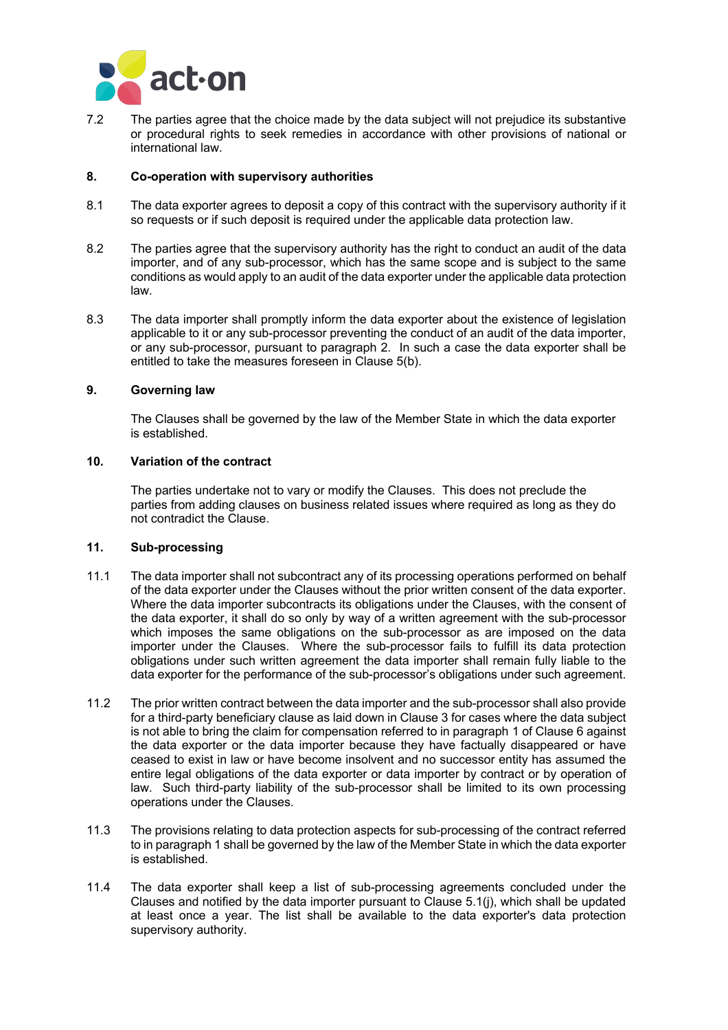7.2 The parties agree that the choice made by the data subject will not prejudice its substantive or procedural rights to seek remedies in accordance with other provisions of national or international law.

**8. Co-operation with supervisory authorities**

8.1 The data exporter agrees to deposit a copy of this contract with the supervisory authority if it so requests or if such deposit is required under the applicable data protection law.

8.2 The parties agree that the supervisory authority has the right to conduct an audit of the data importer, and of any sub-processor, which has the same scope and is subject to the same conditions as would apply to an audit of the data exporter under the applicable data protection law.

8.3 The data importer shall promptly inform the data exporter about the existence of legislation applicable to it or any sub-processor preventing the conduct of an audit of the data importer, or any sub-processor, pursuant to paragraph 2. In such a case the data exporter shall be entitled to take the measures foreseen in Clause 5(b).

**9. Governing law**

The Clauses shall be governed by the law of the Member State in which the data exporter is established.

**10. Variation of the contract**

The parties undertake not to vary or modify the Clauses. This does not preclude the parties from adding clauses on business related issues where required as long as they do not contradict the Clause.

**11. Sub-processing**

11.1 The data importer shall not subcontract any of its processing operations performed on behalf of the data exporter under the Clauses without the prior written consent of the data exporter. Where the data importer subcontracts its obligations under the Clauses, with the consent of the data exporter, it shall do so only by way of a written agreement with the sub-processor which imposes the same obligations on the sub-processor as are imposed on the data importer under the Clauses. Where the sub-processor fails to fulfill its data protection obligations under such written agreement the data importer shall remain fully liable to the data exporter for the performance of the sub-processor's obligations under such agreement.

11.2 The prior written contract between the data importer and the sub-processor shall also provide for a third-party beneficiary clause as laid down in Clause 3 for cases where the data subject is not able to bring the claim for compensation referred to in paragraph 1 of Clause 6 against the data exporter or the data importer because they have factually disappeared or have ceased to exist in law or have become insolvent and no successor entity has assumed the entire legal obligations of the data exporter or data importer by contract or by operation of law. Such third-party liability of the sub-processor shall be limited to its own processing operations under the Clauses.

11.3 The provisions relating to data protection aspects for sub-processing of the contract referred to in paragraph 1 shall be governed by the law of the Member State in which the data exporter is established.

11.4 The data exporter shall keep a list of sub-processing agreements concluded under the Clauses and notified by the data importer pursuant to Clause 5.1(j), which shall be updated at least once a year. The list shall be available to the data exporter's data protection supervisory authority.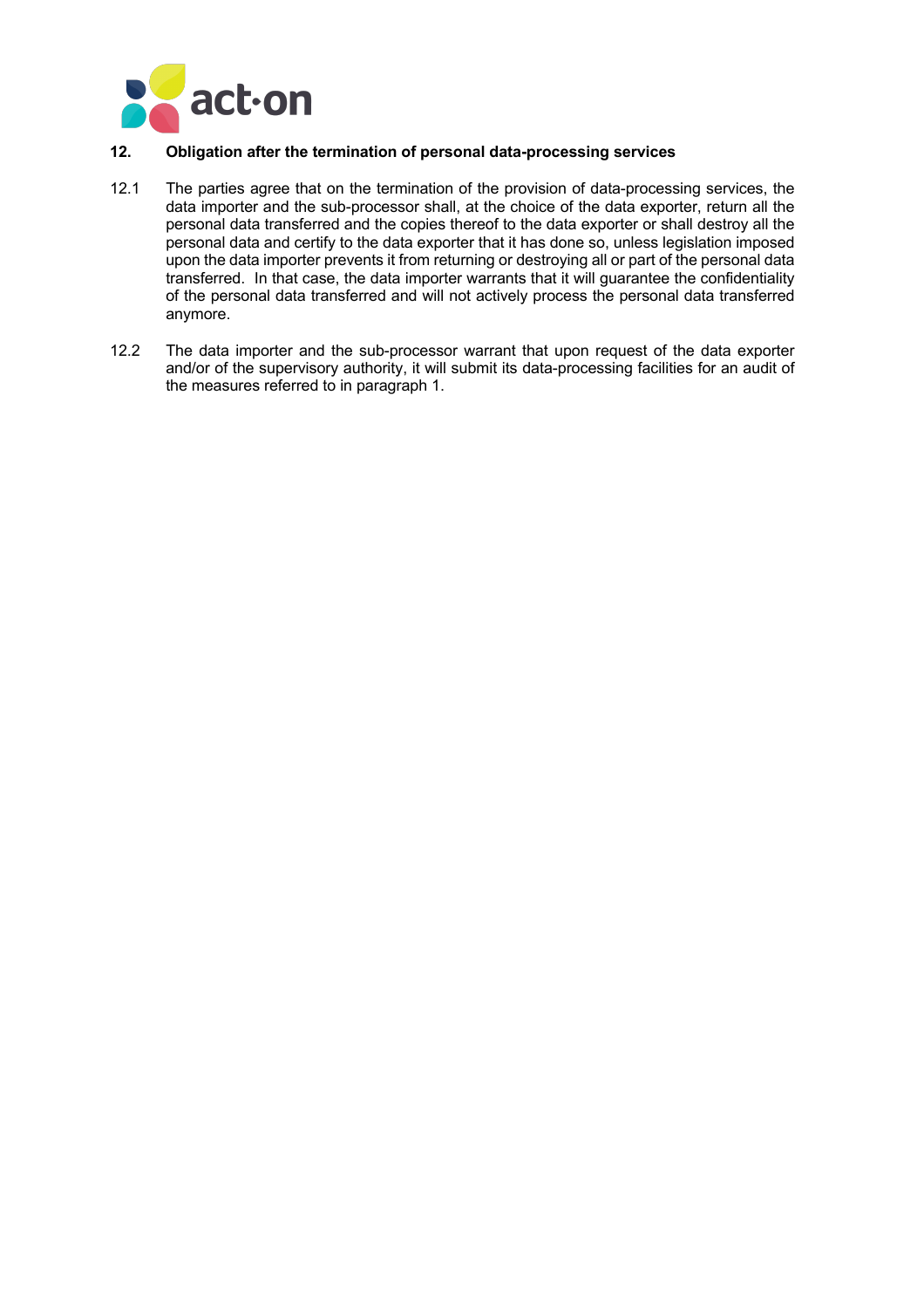## 12. Obligation after the termination of personal data-processing services

12.1 The parties agree that on the termination of the provision of data-processing services, the data importer and the sub-processor shall, at the choice of the data exporter, return all the personal data transferred and the copies thereof to the data exporter or shall destroy all the personal data and certify to the data exporter that it has done so, unless legislation imposed upon the data importer prevents it from returning or destroying all or part of the personal data transferred. In that case, the data importer warrants that it will guarantee the confidentiality of the personal data transferred and will not actively process the personal data transferred anymore.

12.2 The data importer and the sub-processor warrant that upon request of the data exporter and/or of the supervisory authority, it will submit its data-processing facilities for an audit of the measures referred to in paragraph 1.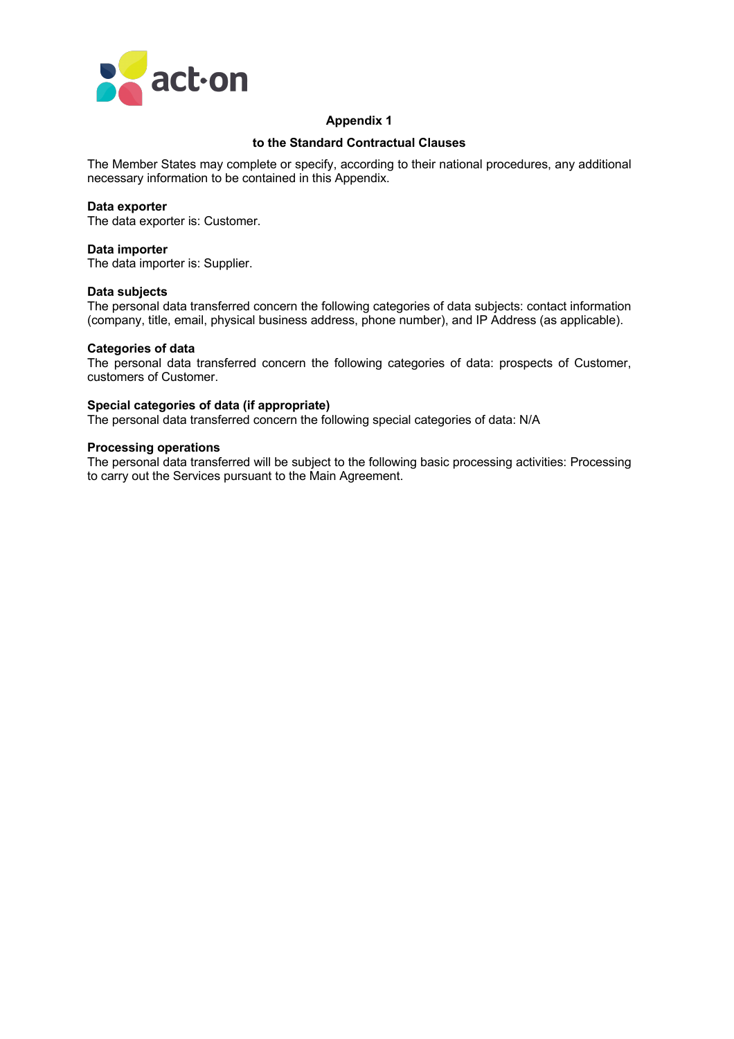## Appendix 1

### to the Standard Contractual Clauses

The Member States may complete or specify, according to their national procedures, any additional necessary information to be contained in this Appendix.

**Data exporter**
The data exporter is: Customer.

**Data importer**
The data importer is: Supplier.

**Data subjects**
The personal data transferred concern the following categories of data subjects: contact information (company, title, email, physical business address, phone number), and IP Address (as applicable).

**Categories of data**
The personal data transferred concern the following categories of data: prospects of Customer, customers of Customer.

**Special categories of data (if appropriate)**
The personal data transferred concern the following special categories of data: N/A

**Processing operations**
The personal data transferred will be subject to the following basic processing activities: Processing to carry out the Services pursuant to the Main Agreement.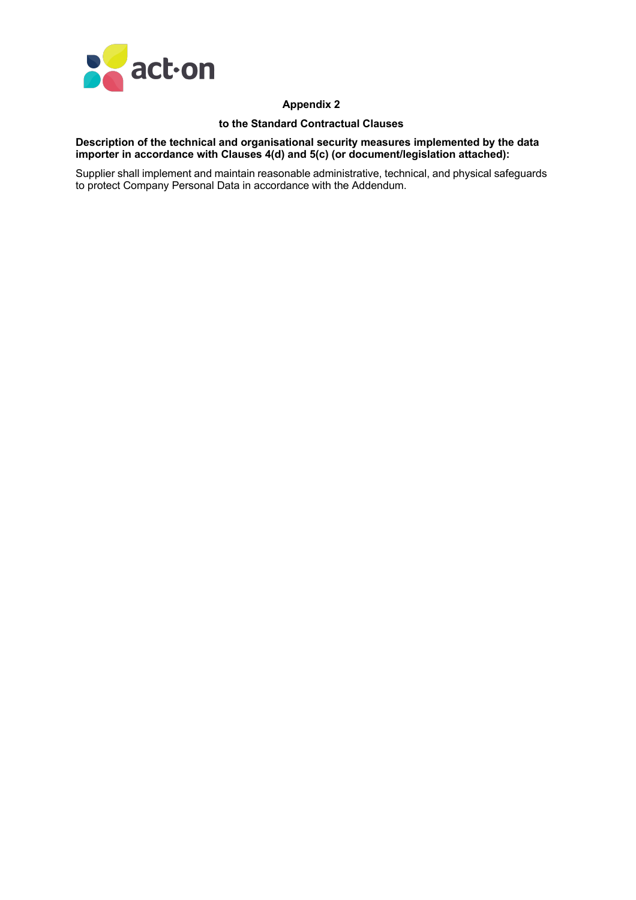# Appendix 2

## to the Standard Contractual Clauses

**Description of the technical and organisational security measures implemented by the data importer in accordance with Clauses 4(d) and 5(c) (or document/legislation attached):**

Supplier shall implement and maintain reasonable administrative, technical, and physical safeguards to protect Company Personal Data in accordance with the Addendum.